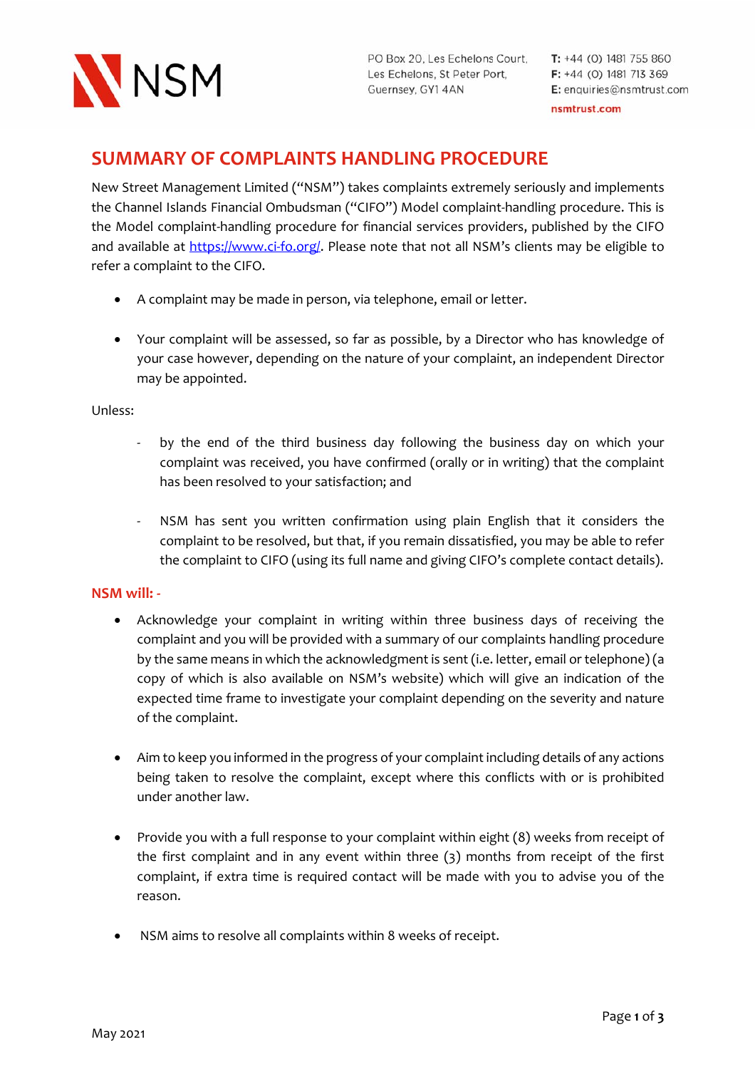NSM

PO Box 20, Les Echelons Court, Les Echelons, St Peter Port, Guernsey, GY1 4AN

**T:** +44 (0) 1481 755 860
**F:** +44 (0) 1481 713 369
**E:** enquiries@nsmtrust.com

nsmtrust.com

# SUMMARY OF COMPLAINTS HANDLING PROCEDURE

New Street Management Limited ("NSM") takes complaints extremely seriously and implements the Channel Islands Financial Ombudsman ("CIFO") Model complaint-handling procedure. This is the Model complaint-handling procedure for financial services providers, published by the CIFO and available at https://www.ci-fo.org/. Please note that not all NSM's clients may be eligible to refer a complaint to the CIFO.

- A complaint may be made in person, via telephone, email or letter.

- Your complaint will be assessed, so far as possible, by a Director who has knowledge of your case however, depending on the nature of your complaint, an independent Director may be appointed.

Unless:

- by the end of the third business day following the business day on which your complaint was received, you have confirmed (orally or in writing) that the complaint has been resolved to your satisfaction; and

- NSM has sent you written confirmation using plain English that it considers the complaint to be resolved, but that, if you remain dissatisfied, you may be able to refer the complaint to CIFO (using its full name and giving CIFO's complete contact details).

**NSM will: -**

- Acknowledge your complaint in writing within three business days of receiving the complaint and you will be provided with a summary of our complaints handling procedure by the same means in which the acknowledgment is sent (i.e. letter, email or telephone) (a copy of which is also available on NSM's website) which will give an indication of the expected time frame to investigate your complaint depending on the severity and nature of the complaint.

- Aim to keep you informed in the progress of your complaint including details of any actions being taken to resolve the complaint, except where this conflicts with or is prohibited under another law.

- Provide you with a full response to your complaint within eight (8) weeks from receipt of the first complaint and in any event within three (3) months from receipt of the first complaint, if extra time is required contact will be made with you to advise you of the reason.

- NSM aims to resolve all complaints within 8 weeks of receipt.

May 2021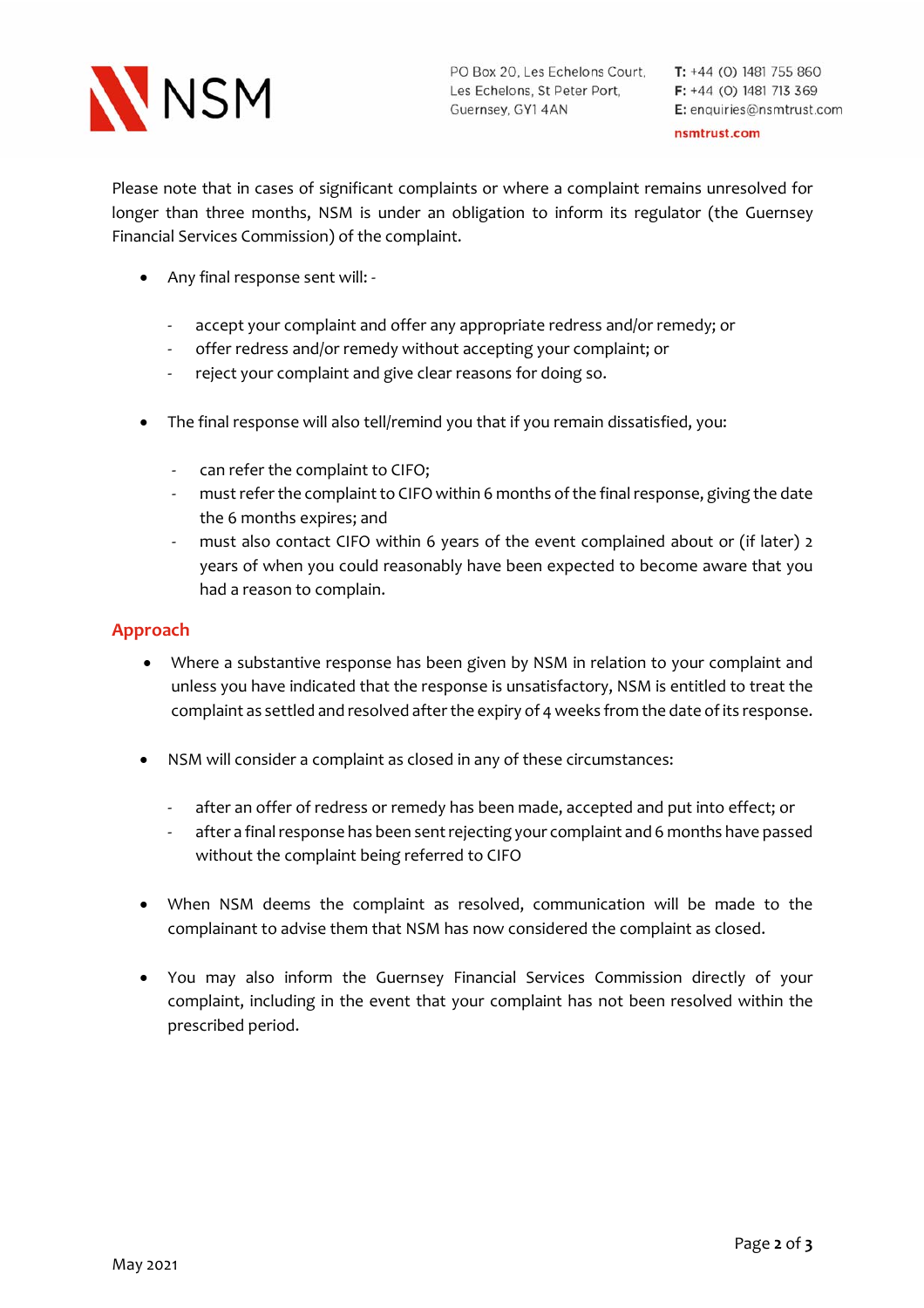Please note that in cases of significant complaints or where a complaint remains unresolved for longer than three months, NSM is under an obligation to inform its regulator (the Guernsey Financial Services Commission) of the complaint.

- Any final response sent will: -

  - accept your complaint and offer any appropriate redress and/or remedy; or
  - offer redress and/or remedy without accepting your complaint; or
  - reject your complaint and give clear reasons for doing so.

- The final response will also tell/remind you that if you remain dissatisfied, you:

  - can refer the complaint to CIFO;
  - must refer the complaint to CIFO within 6 months of the final response, giving the date the 6 months expires; and
  - must also contact CIFO within 6 years of the event complained about or (if later) 2 years of when you could reasonably have been expected to become aware that you had a reason to complain.

## Approach

- Where a substantive response has been given by NSM in relation to your complaint and unless you have indicated that the response is unsatisfactory, NSM is entitled to treat the complaint as settled and resolved after the expiry of 4 weeks from the date of its response.

- NSM will consider a complaint as closed in any of these circumstances:

  - after an offer of redress or remedy has been made, accepted and put into effect; or
  - after a final response has been sent rejecting your complaint and 6 months have passed without the complaint being referred to CIFO

- When NSM deems the complaint as resolved, communication will be made to the complainant to advise them that NSM has now considered the complaint as closed.

- You may also inform the Guernsey Financial Services Commission directly of your complaint, including in the event that your complaint has not been resolved within the prescribed period.

May 2021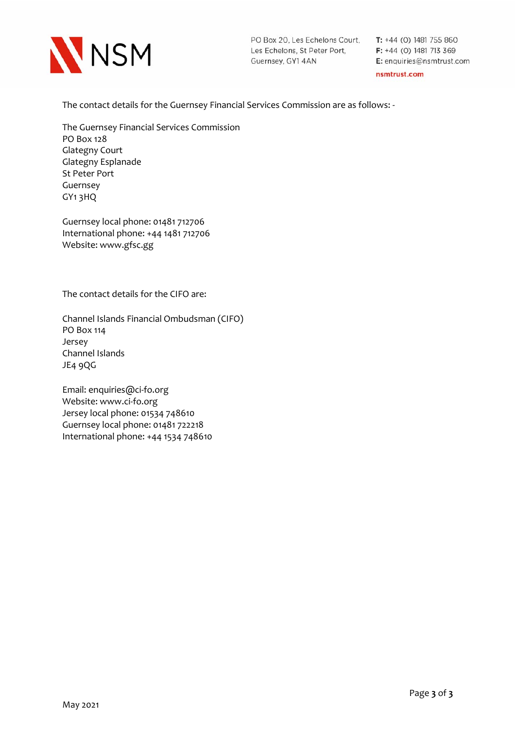The contact details for the Guernsey Financial Services Commission are as follows: -

The Guernsey Financial Services Commission
PO Box 128
Glategny Court
Glategny Esplanade
St Peter Port
Guernsey
GY1 3HQ

Guernsey local phone: 01481 712706
International phone: +44 1481 712706
Website: www.gfsc.gg

The contact details for the CIFO are:

Channel Islands Financial Ombudsman (CIFO)
PO Box 114
Jersey
Channel Islands
JE4 9QG

Email: enquiries@ci-fo.org
Website: www.ci-fo.org
Jersey local phone: 01534 748610
Guernsey local phone: 01481 722218
International phone: +44 1534 748610

May 2021